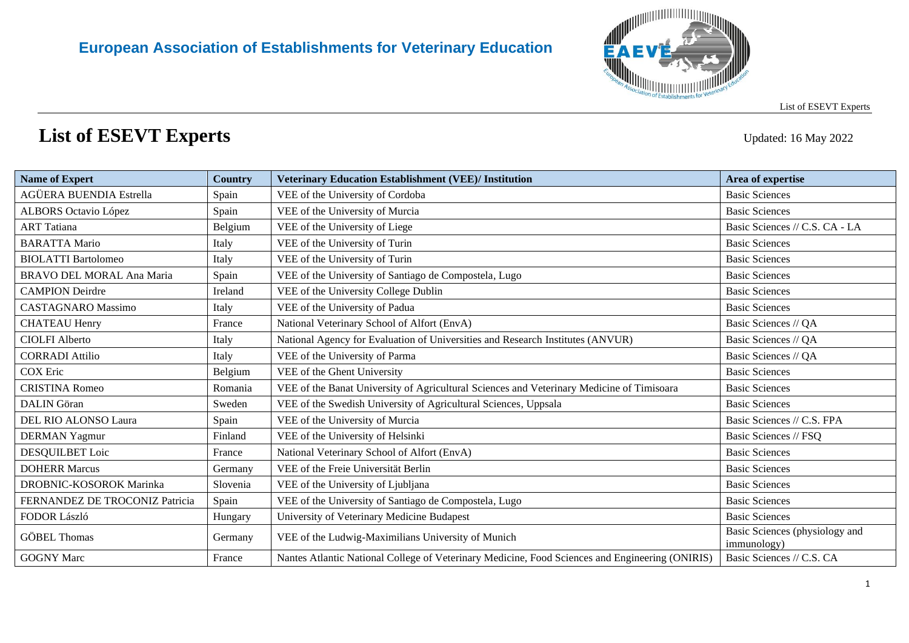**European Association of Establishments for Veterinary Education**

# List of ESEVT Experts

Updated: 16 May 2022

| Name of Expert | Country | Veterinary Education Establishment (VEE)/ Institution | Area of expertise |
|---|---|---|---|
| AGÜERA BUENDIA Estrella | Spain | VEE of the University of Cordoba | Basic Sciences |
| ALBORS Octavio López | Spain | VEE of the University of Murcia | Basic Sciences |
| ART Tatiana | Belgium | VEE of the University of Liege | Basic Sciences // C.S. CA - LA |
| BARATTA Mario | Italy | VEE of the University of Turin | Basic Sciences |
| BIOLATTI Bartolomeo | Italy | VEE of the University of Turin | Basic Sciences |
| BRAVO DEL MORAL Ana Maria | Spain | VEE of the University of Santiago de Compostela, Lugo | Basic Sciences |
| CAMPION Deirdre | Ireland | VEE of the University College Dublin | Basic Sciences |
| CASTAGNARO Massimo | Italy | VEE of the University of Padua | Basic Sciences |
| CHATEAU Henry | France | National Veterinary School of Alfort (EnvA) | Basic Sciences // QA |
| CIOLFI Alberto | Italy | National Agency for Evaluation of Universities and Research Institutes (ANVUR) | Basic Sciences // QA |
| CORRADI Attilio | Italy | VEE of the University of Parma | Basic Sciences // QA |
| COX Eric | Belgium | VEE of the Ghent University | Basic Sciences |
| CRISTINA Romeo | Romania | VEE of the Banat University of Agricultural Sciences and Veterinary Medicine of Timisoara | Basic Sciences |
| DALIN Göran | Sweden | VEE of the Swedish University of Agricultural Sciences, Uppsala | Basic Sciences |
| DEL RIO ALONSO Laura | Spain | VEE of the University of Murcia | Basic Sciences // C.S. FPA |
| DERMAN Yagmur | Finland | VEE of the University of Helsinki | Basic Sciences // FSQ |
| DESQUILBET Loic | France | National Veterinary School of Alfort (EnvA) | Basic Sciences |
| DOHERR Marcus | Germany | VEE of the Freie Universität Berlin | Basic Sciences |
| DROBNIC-KOSOROK Marinka | Slovenia | VEE of the University of Ljubljana | Basic Sciences |
| FERNANDEZ DE TROCONIZ Patricia | Spain | VEE of the University of Santiago de Compostela, Lugo | Basic Sciences |
| FODOR László | Hungary | University of Veterinary Medicine Budapest | Basic Sciences |
| GÖBEL Thomas | Germany | VEE of the Ludwig-Maximilians University of Munich | Basic Sciences (physiology and immunology) |
| GOGNY Marc | France | Nantes Atlantic National College of Veterinary Medicine, Food Sciences and Engineering (ONIRIS) | Basic Sciences // C.S. CA |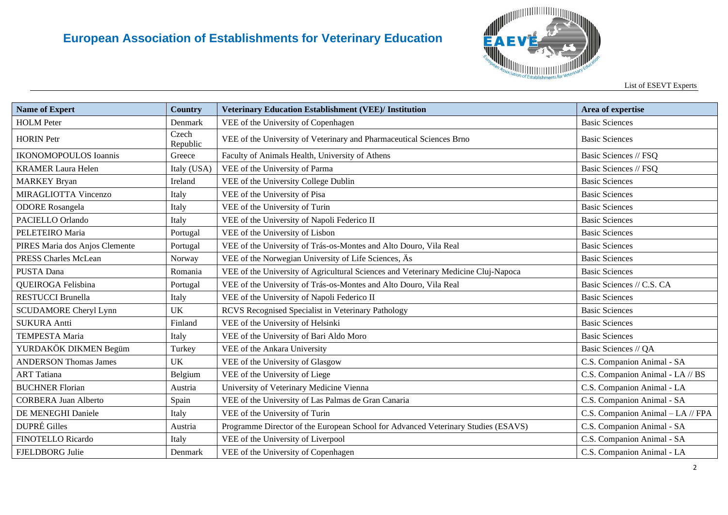# European Association of Establishments for Veterinary Education

List of ESEVT Experts

| Name of Expert | Country | Veterinary Education Establishment (VEE)/ Institution | Area of expertise |
|---|---|---|---|
| HOLM Peter | Denmark | VEE of the University of Copenhagen | Basic Sciences |
| HORIN Petr | Czech Republic | VEE of the University of Veterinary and Pharmaceutical Sciences Brno | Basic Sciences |
| IKONOMOPOULOS Ioannis | Greece | Faculty of Animals Health, University of Athens | Basic Sciences // FSQ |
| KRAMER Laura Helen | Italy (USA) | VEE of the University of Parma | Basic Sciences // FSQ |
| MARKEY Bryan | Ireland | VEE of the University College Dublin | Basic Sciences |
| MIRAGLIOTTA Vincenzo | Italy | VEE of the University of Pisa | Basic Sciences |
| ODORE Rosangela | Italy | VEE of the University of Turin | Basic Sciences |
| PACIELLO Orlando | Italy | VEE of the University of Napoli Federico II | Basic Sciences |
| PELETEIRO Maria | Portugal | VEE of the University of Lisbon | Basic Sciences |
| PIRES Maria dos Anjos Clemente | Portugal | VEE of the University of Trás-os-Montes and Alto Douro, Vila Real | Basic Sciences |
| PRESS Charles McLean | Norway | VEE of the Norwegian University of Life Sciences, Äs | Basic Sciences |
| PUSTA Dana | Romania | VEE of the University of Agricultural Sciences and Veterinary Medicine Cluj-Napoca | Basic Sciences |
| QUEIROGA Felisbina | Portugal | VEE of the University of Trás-os-Montes and Alto Douro, Vila Real | Basic Sciences // C.S. CA |
| RESTUCCI Brunella | Italy | VEE of the University of Napoli Federico II | Basic Sciences |
| SCUDAMORE Cheryl Lynn | UK | RCVS Recognised Specialist in Veterinary Pathology | Basic Sciences |
| SUKURA Antti | Finland | VEE of the University of Helsinki | Basic Sciences |
| TEMPESTA Maria | Italy | VEE of the University of Bari Aldo Moro | Basic Sciences |
| YURDAKÖK DIKMEN Begüm | Turkey | VEE of the Ankara University | Basic Sciences // QA |
| ANDERSON Thomas James | UK | VEE of the University of Glasgow | C.S. Companion Animal - SA |
| ART Tatiana | Belgium | VEE of the University of Liege | C.S. Companion Animal - LA // BS |
| BUCHNER Florian | Austria | University of Veterinary Medicine Vienna | C.S. Companion Animal - LA |
| CORBERA Juan Alberto | Spain | VEE of the University of Las Palmas de Gran Canaria | C.S. Companion Animal - SA |
| DE MENEGHI Daniele | Italy | VEE of the University of Turin | C.S. Companion Animal – LA // FPA |
| DUPRÉ Gilles | Austria | Programme Director of the European School for Advanced Veterinary Studies (ESAVS) | C.S. Companion Animal - SA |
| FINOTELLO Ricardo | Italy | VEE of the University of Liverpool | C.S. Companion Animal - SA |
| FJELDBORG Julie | Denmark | VEE of the University of Copenhagen | C.S. Companion Animal - LA |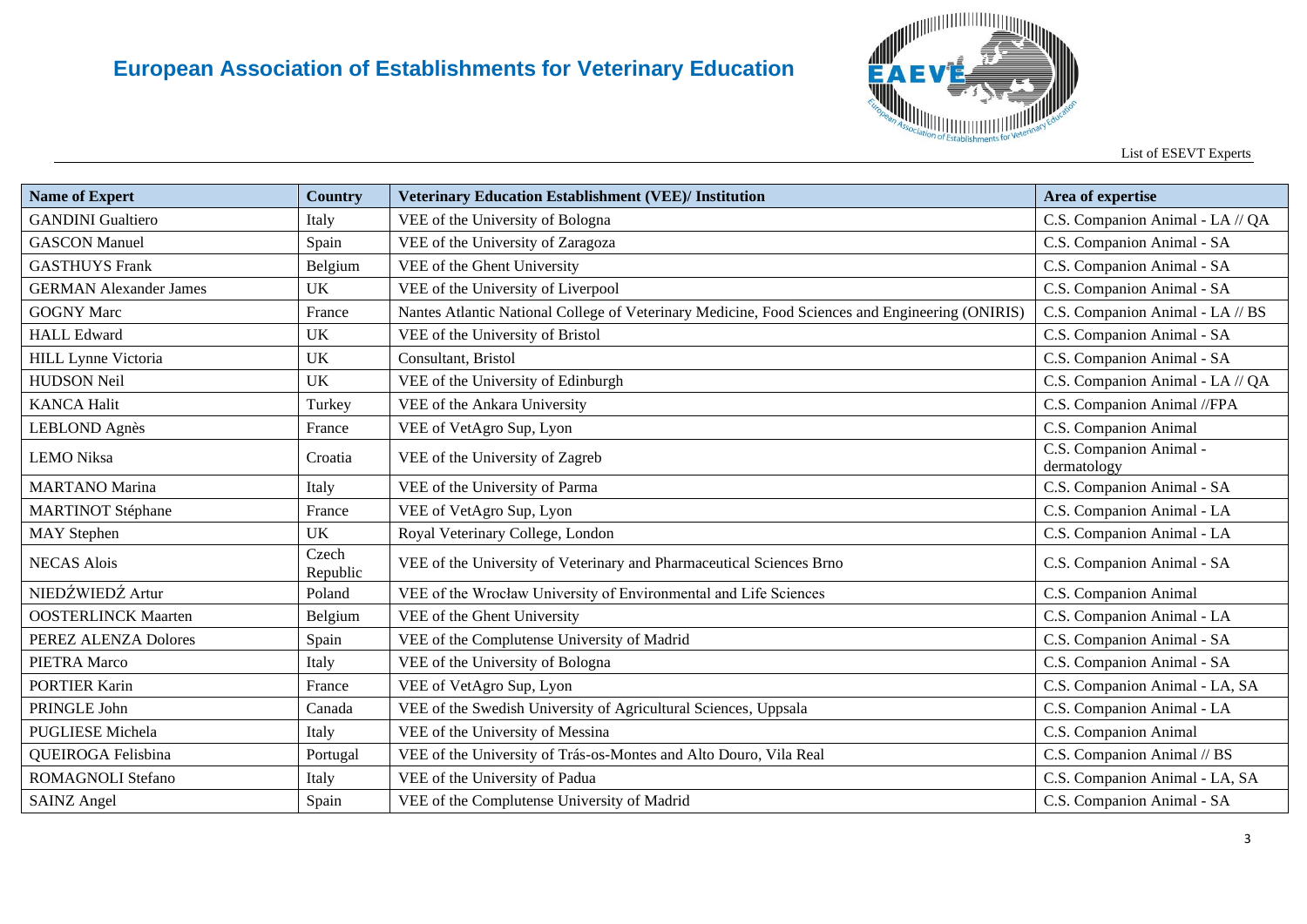| Name of Expert | Country | Veterinary Education Establishment (VEE)/ Institution | Area of expertise |
|---|---|---|---|
| GANDINI Gualtiero | Italy | VEE of the University of Bologna | C.S. Companion Animal - LA // QA |
| GASCON Manuel | Spain | VEE of the University of Zaragoza | C.S. Companion Animal - SA |
| GASTHUYS Frank | Belgium | VEE of the Ghent University | C.S. Companion Animal - SA |
| GERMAN Alexander James | UK | VEE of the University of Liverpool | C.S. Companion Animal - SA |
| GOGNY Marc | France | Nantes Atlantic National College of Veterinary Medicine, Food Sciences and Engineering (ONIRIS) | C.S. Companion Animal - LA // BS |
| HALL Edward | UK | VEE of the University of Bristol | C.S. Companion Animal - SA |
| HILL Lynne Victoria | UK | Consultant, Bristol | C.S. Companion Animal - SA |
| HUDSON Neil | UK | VEE of the University of Edinburgh | C.S. Companion Animal - LA // QA |
| KANCA Halit | Turkey | VEE of the Ankara University | C.S. Companion Animal //FPA |
| LEBLOND Agnès | France | VEE of VetAgro Sup, Lyon | C.S. Companion Animal |
| LEMO Niksa | Croatia | VEE of the University of Zagreb | C.S. Companion Animal - dermatology |
| MARTANO Marina | Italy | VEE of the University of Parma | C.S. Companion Animal - SA |
| MARTINOT Stéphane | France | VEE of VetAgro Sup, Lyon | C.S. Companion Animal - LA |
| MAY Stephen | UK | Royal Veterinary College, London | C.S. Companion Animal - LA |
| NECAS Alois | Czech Republic | VEE of the University of Veterinary and Pharmaceutical Sciences Brno | C.S. Companion Animal - SA |
| NIEDŹWIEDŹ Artur | Poland | VEE of the Wrocław University of Environmental and Life Sciences | C.S. Companion Animal |
| OOSTERLINCK Maarten | Belgium | VEE of the Ghent University | C.S. Companion Animal - LA |
| PEREZ ALENZA Dolores | Spain | VEE of the Complutense University of Madrid | C.S. Companion Animal - SA |
| PIETRA Marco | Italy | VEE of the University of Bologna | C.S. Companion Animal - SA |
| PORTIER Karin | France | VEE of VetAgro Sup, Lyon | C.S. Companion Animal - LA, SA |
| PRINGLE John | Canada | VEE of the Swedish University of Agricultural Sciences, Uppsala | C.S. Companion Animal - LA |
| PUGLIESE Michela | Italy | VEE of the University of Messina | C.S. Companion Animal |
| QUEIROGA Felisbina | Portugal | VEE of the University of Trás-os-Montes and Alto Douro, Vila Real | C.S. Companion Animal // BS |
| ROMAGNOLI Stefano | Italy | VEE of the University of Padua | C.S. Companion Animal - LA, SA |
| SAINZ Angel | Spain | VEE of the Complutense University of Madrid | C.S. Companion Animal - SA |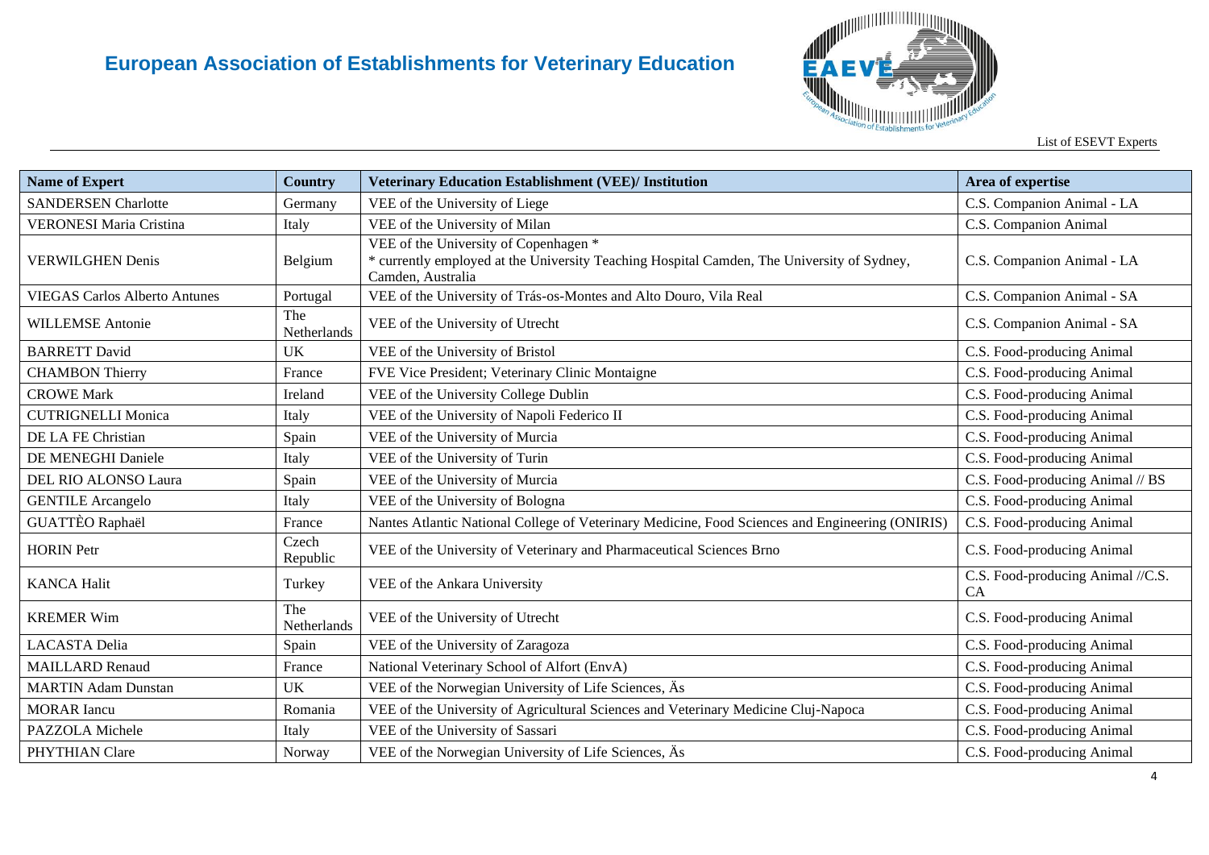| Name of Expert | Country | Veterinary Education Establishment (VEE)/ Institution | Area of expertise |
|---|---|---|---|
| SANDERSEN Charlotte | Germany | VEE of the University of Liege | C.S. Companion Animal - LA |
| VERONESI Maria Cristina | Italy | VEE of the University of Milan | C.S. Companion Animal |
| VERWILGHEN Denis | Belgium | VEE of the University of Copenhagen * <br>* currently employed at the University Teaching Hospital Camden, The University of Sydney, Camden, Australia | C.S. Companion Animal - LA |
| VIEGAS Carlos Alberto Antunes | Portugal | VEE of the University of Trás-os-Montes and Alto Douro, Vila Real | C.S. Companion Animal - SA |
| WILLEMSE Antonie | The Netherlands | VEE of the University of Utrecht | C.S. Companion Animal - SA |
| BARRETT David | UK | VEE of the University of Bristol | C.S. Food-producing Animal |
| CHAMBON Thierry | France | FVE Vice President; Veterinary Clinic Montaigne | C.S. Food-producing Animal |
| CROWE Mark | Ireland | VEE of the University College Dublin | C.S. Food-producing Animal |
| CUTRIGNELLI Monica | Italy | VEE of the University of Napoli Federico II | C.S. Food-producing Animal |
| DE LA FE Christian | Spain | VEE of the University of Murcia | C.S. Food-producing Animal |
| DE MENEGHI Daniele | Italy | VEE of the University of Turin | C.S. Food-producing Animal |
| DEL RIO ALONSO Laura | Spain | VEE of the University of Murcia | C.S. Food-producing Animal // BS |
| GENTILE Arcangelo | Italy | VEE of the University of Bologna | C.S. Food-producing Animal |
| GUATTÈO Raphaël | France | Nantes Atlantic National College of Veterinary Medicine, Food Sciences and Engineering (ONIRIS) | C.S. Food-producing Animal |
| HORIN Petr | Czech Republic | VEE of the University of Veterinary and Pharmaceutical Sciences Brno | C.S. Food-producing Animal |
| KANCA Halit | Turkey | VEE of the Ankara University | C.S. Food-producing Animal //C.S. CA |
| KREMER Wim | The Netherlands | VEE of the University of Utrecht | C.S. Food-producing Animal |
| LACASTA Delia | Spain | VEE of the University of Zaragoza | C.S. Food-producing Animal |
| MAILLARD Renaud | France | National Veterinary School of Alfort (EnvA) | C.S. Food-producing Animal |
| MARTIN Adam Dunstan | UK | VEE of the Norwegian University of Life Sciences, Äs | C.S. Food-producing Animal |
| MORAR Iancu | Romania | VEE of the University of Agricultural Sciences and Veterinary Medicine Cluj-Napoca | C.S. Food-producing Animal |
| PAZZOLA Michele | Italy | VEE of the University of Sassari | C.S. Food-producing Animal |
| PHYTHIAN Clare | Norway | VEE of the Norwegian University of Life Sciences, Äs | C.S. Food-producing Animal |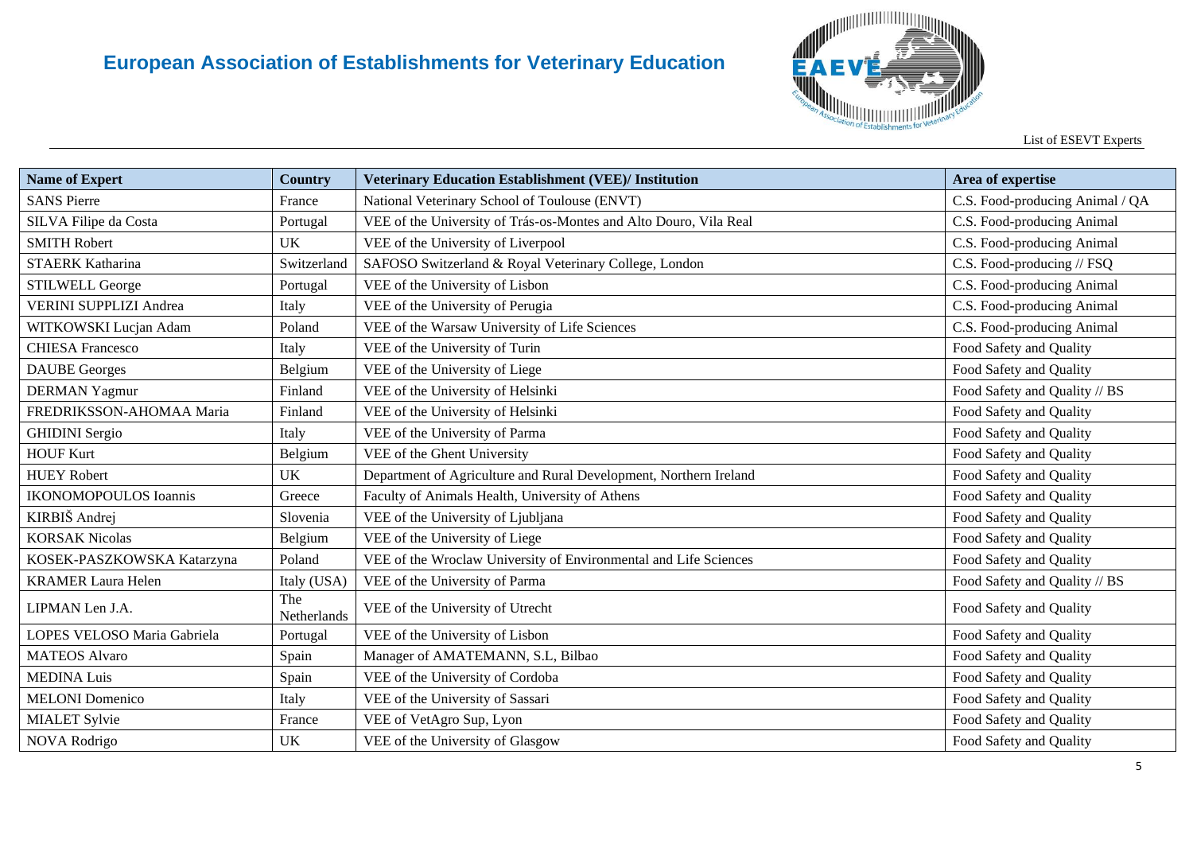| Name of Expert | Country | Veterinary Education Establishment (VEE)/ Institution | Area of expertise |
|---|---|---|---|
| SANS Pierre | France | National Veterinary School of Toulouse (ENVT) | C.S. Food-producing Animal / QA |
| SILVA Filipe da Costa | Portugal | VEE of the University of Trás-os-Montes and Alto Douro, Vila Real | C.S. Food-producing Animal |
| SMITH Robert | UK | VEE of the University of Liverpool | C.S. Food-producing Animal |
| STAERK Katharina | Switzerland | SAFOSO Switzerland & Royal Veterinary College, London | C.S. Food-producing // FSQ |
| STILWELL George | Portugal | VEE of the University of Lisbon | C.S. Food-producing Animal |
| VERINI SUPPLIZI Andrea | Italy | VEE of the University of Perugia | C.S. Food-producing Animal |
| WITKOWSKI Lucjan Adam | Poland | VEE of the Warsaw University of Life Sciences | C.S. Food-producing Animal |
| CHIESA Francesco | Italy | VEE of the University of Turin | Food Safety and Quality |
| DAUBE Georges | Belgium | VEE of the University of Liege | Food Safety and Quality |
| DERMAN Yagmur | Finland | VEE of the University of Helsinki | Food Safety and Quality // BS |
| FREDRIKSSON-AHOMAA Maria | Finland | VEE of the University of Helsinki | Food Safety and Quality |
| GHIDINI Sergio | Italy | VEE of the University of Parma | Food Safety and Quality |
| HOUF Kurt | Belgium | VEE of the Ghent University | Food Safety and Quality |
| HUEY Robert | UK | Department of Agriculture and Rural Development, Northern Ireland | Food Safety and Quality |
| IKONOMOPOULOS Ioannis | Greece | Faculty of Animals Health, University of Athens | Food Safety and Quality |
| KIRBIŠ Andrej | Slovenia | VEE of the University of Ljubljana | Food Safety and Quality |
| KORSAK Nicolas | Belgium | VEE of the University of Liege | Food Safety and Quality |
| KOSEK-PASZKOWSKA Katarzyna | Poland | VEE of the Wroclaw University of Environmental and Life Sciences | Food Safety and Quality |
| KRAMER Laura Helen | Italy (USA) | VEE of the University of Parma | Food Safety and Quality // BS |
| LIPMAN Len J.A. | The Netherlands | VEE of the University of Utrecht | Food Safety and Quality |
| LOPES VELOSO Maria Gabriela | Portugal | VEE of the University of Lisbon | Food Safety and Quality |
| MATEOS Alvaro | Spain | Manager of AMATEMANN, S.L, Bilbao | Food Safety and Quality |
| MEDINA Luis | Spain | VEE of the University of Cordoba | Food Safety and Quality |
| MELONI Domenico | Italy | VEE of the University of Sassari | Food Safety and Quality |
| MIALET Sylvie | France | VEE of VetAgro Sup, Lyon | Food Safety and Quality |
| NOVA Rodrigo | UK | VEE of the University of Glasgow | Food Safety and Quality |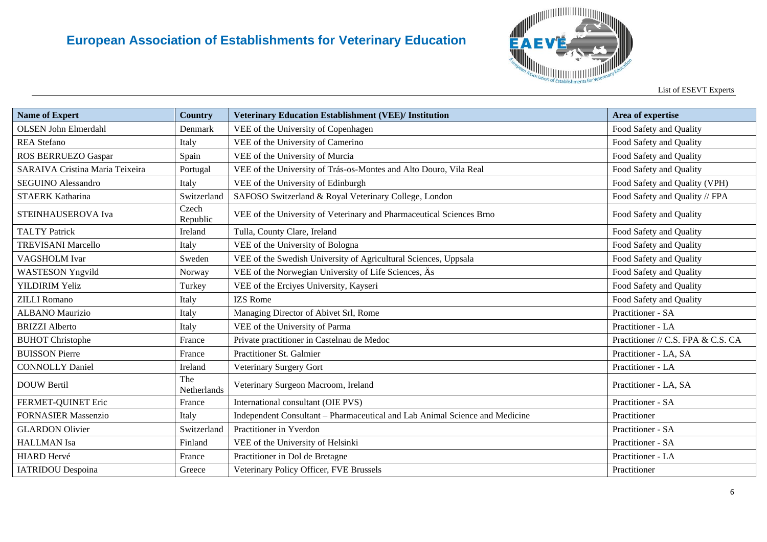| Name of Expert | Country | Veterinary Education Establishment (VEE)/ Institution | Area of expertise |
|---|---|---|---|
| OLSEN John Elmerdahl | Denmark | VEE of the University of Copenhagen | Food Safety and Quality |
| REA Stefano | Italy | VEE of the University of Camerino | Food Safety and Quality |
| ROS BERRUEZO Gaspar | Spain | VEE of the University of Murcia | Food Safety and Quality |
| SARAIVA Cristina Maria Teixeira | Portugal | VEE of the University of Trás-os-Montes and Alto Douro, Vila Real | Food Safety and Quality |
| SEGUINO Alessandro | Italy | VEE of the University of Edinburgh | Food Safety and Quality (VPH) |
| STAERK Katharina | Switzerland | SAFOSO Switzerland & Royal Veterinary College, London | Food Safety and Quality // FPA |
| STEINHAUSEROVA Iva | Czech Republic | VEE of the University of Veterinary and Pharmaceutical Sciences Brno | Food Safety and Quality |
| TALTY Patrick | Ireland | Tulla, County Clare, Ireland | Food Safety and Quality |
| TREVISANI Marcello | Italy | VEE of the University of Bologna | Food Safety and Quality |
| VAGSHOLM Ivar | Sweden | VEE of the Swedish University of Agricultural Sciences, Uppsala | Food Safety and Quality |
| WASTESON Yngvild | Norway | VEE of the Norwegian University of Life Sciences, Äs | Food Safety and Quality |
| YILDIRIM Yeliz | Turkey | VEE of the Erciyes University, Kayseri | Food Safety and Quality |
| ZILLI Romano | Italy | IZS Rome | Food Safety and Quality |
| ALBANO Maurizio | Italy | Managing Director of Abivet Srl, Rome | Practitioner - SA |
| BRIZZI Alberto | Italy | VEE of the University of Parma | Practitioner - LA |
| BUHOT Christophe | France | Private practitioner in Castelnau de Medoc | Practitioner // C.S. FPA & C.S. CA |
| BUISSON Pierre | France | Practitioner St. Galmier | Practitioner - LA, SA |
| CONNOLLY Daniel | Ireland | Veterinary Surgery Gort | Practitioner - LA |
| DOUW Bertil | The Netherlands | Veterinary Surgeon Macroom, Ireland | Practitioner - LA, SA |
| FERMET-QUINET Eric | France | International consultant (OIE PVS) | Practitioner - SA |
| FORNASIER Massenzio | Italy | Independent Consultant – Pharmaceutical and Lab Animal Science and Medicine | Practitioner |
| GLARDON Olivier | Switzerland | Practitioner in Yverdon | Practitioner - SA |
| HALLMAN Isa | Finland | VEE of the University of Helsinki | Practitioner - SA |
| HIARD Hervé | France | Practitioner in Dol de Bretagne | Practitioner - LA |
| IATRIDOU Despoina | Greece | Veterinary Policy Officer, FVE Brussels | Practitioner |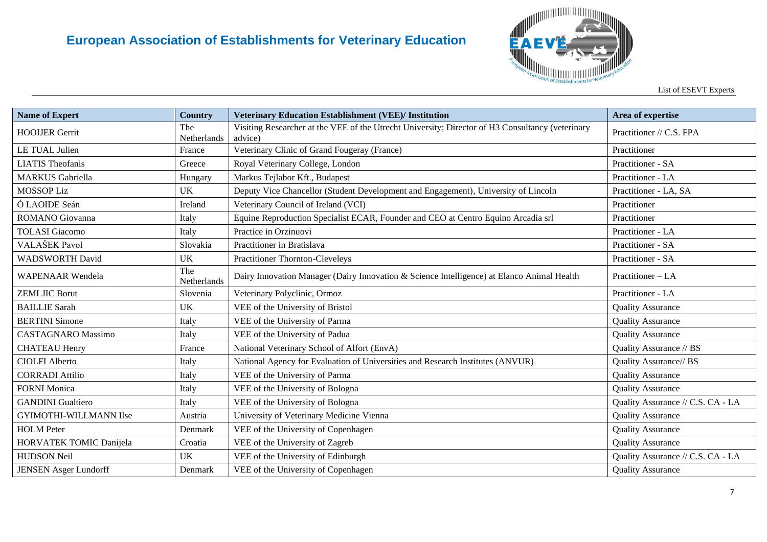| Name of Expert | Country | Veterinary Education Establishment (VEE)/ Institution | Area of expertise |
|---|---|---|---|
| HOOIJER Gerrit | The Netherlands | Visiting Researcher at the VEE of the Utrecht University; Director of H3 Consultancy (veterinary advice) | Practitioner // C.S. FPA |
| LE TUAL Julien | France | Veterinary Clinic of Grand Fougeray (France) | Practitioner |
| LIATIS Theofanis | Greece | Royal Veterinary College, London | Practitioner - SA |
| MARKUS Gabriella | Hungary | Markus Tejlabor Kft., Budapest | Practitioner - LA |
| MOSSOP Liz | UK | Deputy Vice Chancellor (Student Development and Engagement), University of Lincoln | Practitioner - LA, SA |
| Ó LAOIDE Seán | Ireland | Veterinary Council of Ireland (VCI) | Practitioner |
| ROMANO Giovanna | Italy | Equine Reproduction Specialist ECAR, Founder and CEO at Centro Equino Arcadia srl | Practitioner |
| TOLASI Giacomo | Italy | Practice in Orzinuovi | Practitioner - LA |
| VALAŠEK Pavol | Slovakia | Practitioner in Bratislava | Practitioner - SA |
| WADSWORTH David | UK | Practitioner Thornton-Cleveleys | Practitioner - SA |
| WAPENAAR Wendela | The Netherlands | Dairy Innovation Manager (Dairy Innovation & Science Intelligence) at Elanco Animal Health | Practitioner – LA |
| ZEMLJIC Borut | Slovenia | Veterinary Polyclinic, Ormoz | Practitioner - LA |
| BAILLIE Sarah | UK | VEE of the University of Bristol | Quality Assurance |
| BERTINI Simone | Italy | VEE of the University of Parma | Quality Assurance |
| CASTAGNARO Massimo | Italy | VEE of the University of Padua | Quality Assurance |
| CHATEAU Henry | France | National Veterinary School of Alfort (EnvA) | Quality Assurance // BS |
| CIOLFI Alberto | Italy | National Agency for Evaluation of Universities and Research Institutes (ANVUR) | Quality Assurance// BS |
| CORRADI Attilio | Italy | VEE of the University of Parma | Quality Assurance |
| FORNI Monica | Italy | VEE of the University of Bologna | Quality Assurance |
| GANDINI Gualtiero | Italy | VEE of the University of Bologna | Quality Assurance // C.S. CA - LA |
| GYIMOTHI-WILLMANN Ilse | Austria | University of Veterinary Medicine Vienna | Quality Assurance |
| HOLM Peter | Denmark | VEE of the University of Copenhagen | Quality Assurance |
| HORVATEK TOMIC Danijela | Croatia | VEE of the University of Zagreb | Quality Assurance |
| HUDSON Neil | UK | VEE of the University of Edinburgh | Quality Assurance // C.S. CA - LA |
| JENSEN Asger Lundorff | Denmark | VEE of the University of Copenhagen | Quality Assurance |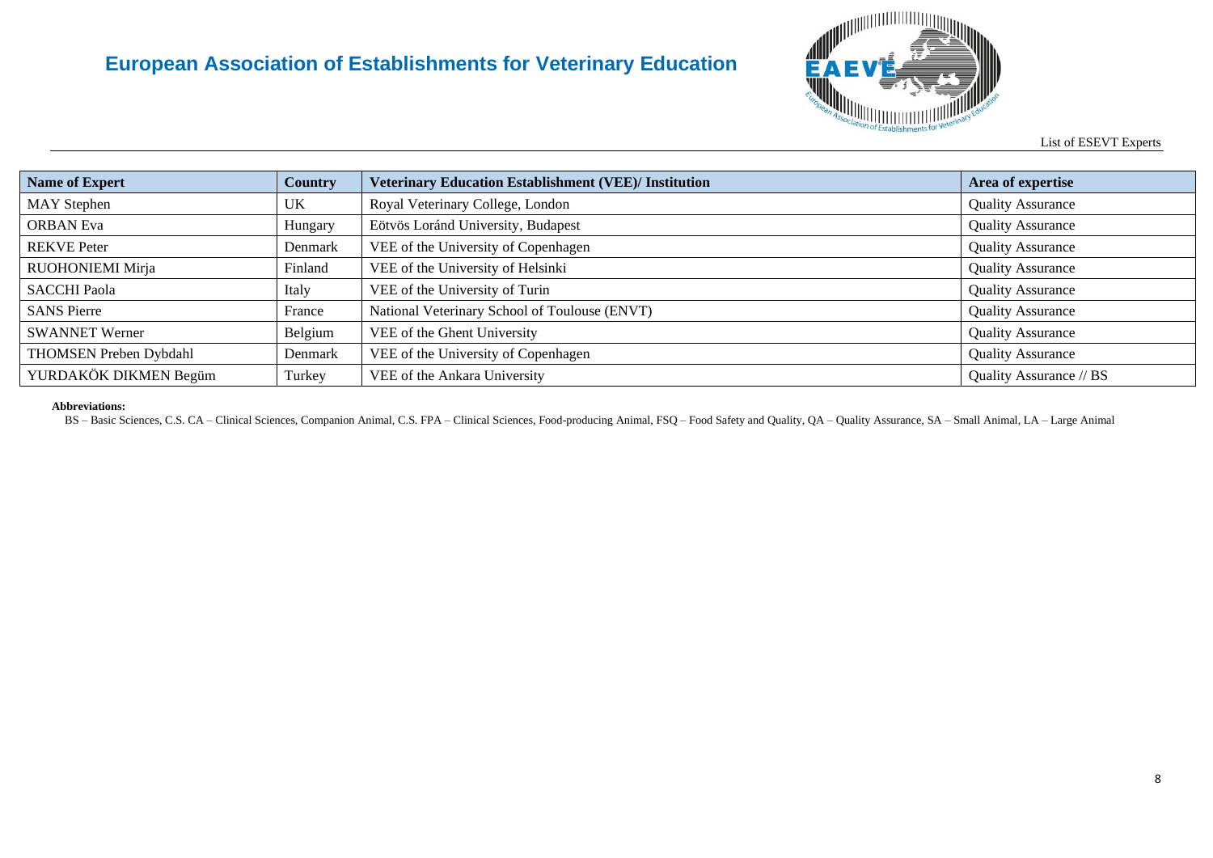| Name of Expert | Country | Veterinary Education Establishment (VEE)/ Institution | Area of expertise |
|---|---|---|---|
| MAY Stephen | UK | Royal Veterinary College, London | Quality Assurance |
| ORBAN Eva | Hungary | Eötvös Loránd University, Budapest | Quality Assurance |
| REKVE Peter | Denmark | VEE of the University of Copenhagen | Quality Assurance |
| RUOHONIEMI Mirja | Finland | VEE of the University of Helsinki | Quality Assurance |
| SACCHI Paola | Italy | VEE of the University of Turin | Quality Assurance |
| SANS Pierre | France | National Veterinary School of Toulouse (ENVT) | Quality Assurance |
| SWANNET Werner | Belgium | VEE of the Ghent University | Quality Assurance |
| THOMSEN Preben Dybdahl | Denmark | VEE of the University of Copenhagen | Quality Assurance |
| YURDAKÖK DIKMEN Begüm | Turkey | VEE of the Ankara University | Quality Assurance // BS |

**Abbreviations:**

BS – Basic Sciences, C.S. CA – Clinical Sciences, Companion Animal, C.S. FPA – Clinical Sciences, Food-producing Animal, FSQ – Food Safety and Quality, QA – Quality Assurance, SA – Small Animal, LA – Large Animal